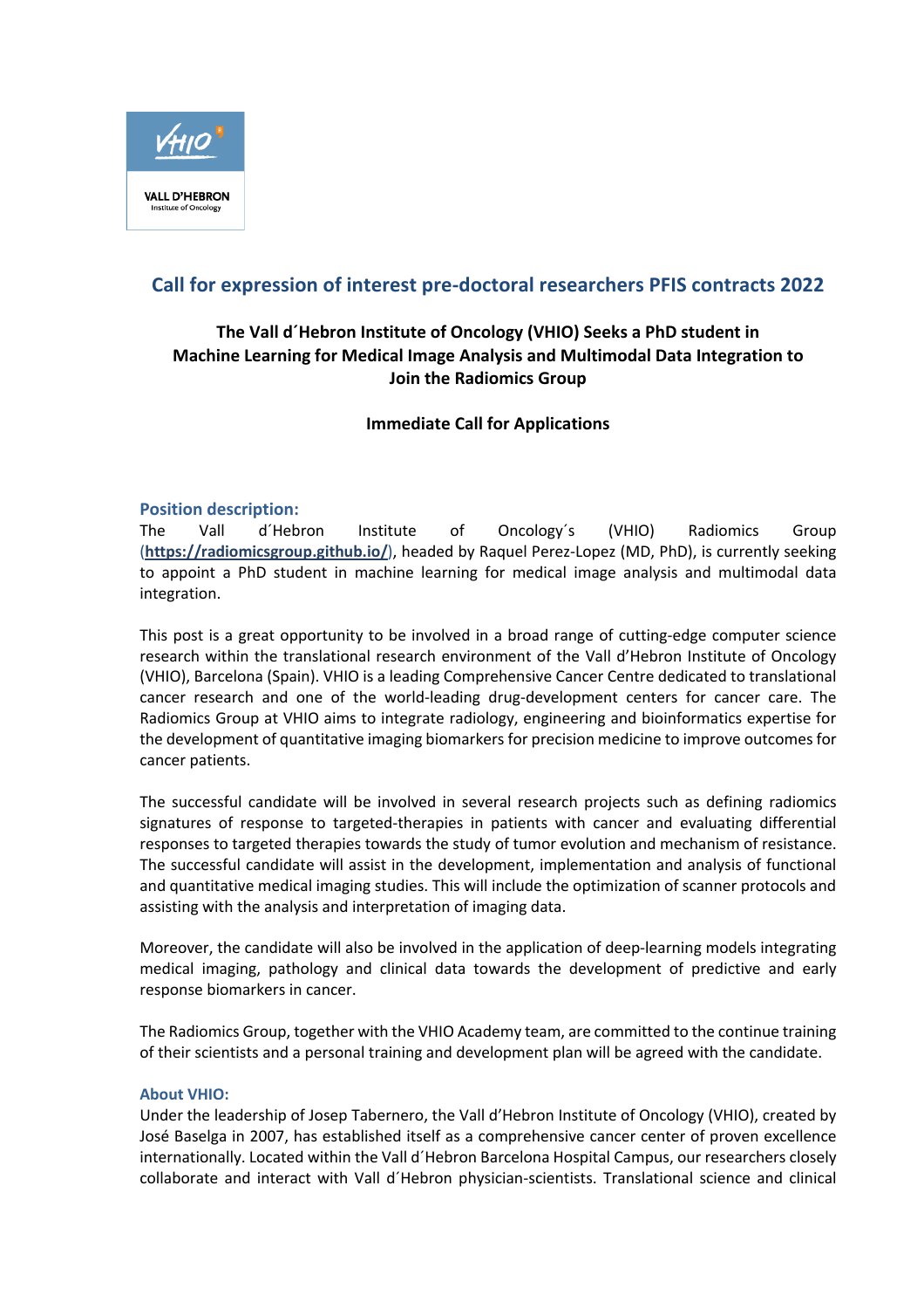# Call for expression of interest pre-doctoral researchers PFIS contracts 2022

## The Vall d´Hebron Institute of Oncology (VHIO) Seeks a PhD student in Machine Learning for Medical Image Analysis and Multimodal Data Integration to Join the Radiomics Group

**Immediate Call for Applications**

### Position description:

The Vall d´Hebron Institute of Oncology´s (VHIO) Radiomics Group (**https://radiomicsgroup.github.io/**), headed by Raquel Perez-Lopez (MD, PhD), is currently seeking to appoint a PhD student in machine learning for medical image analysis and multimodal data integration.

This post is a great opportunity to be involved in a broad range of cutting-edge computer science research within the translational research environment of the Vall d'Hebron Institute of Oncology (VHIO), Barcelona (Spain). VHIO is a leading Comprehensive Cancer Centre dedicated to translational cancer research and one of the world-leading drug-development centers for cancer care. The Radiomics Group at VHIO aims to integrate radiology, engineering and bioinformatics expertise for the development of quantitative imaging biomarkers for precision medicine to improve outcomes for cancer patients.

The successful candidate will be involved in several research projects such as defining radiomics signatures of response to targeted-therapies in patients with cancer and evaluating differential responses to targeted therapies towards the study of tumor evolution and mechanism of resistance. The successful candidate will assist in the development, implementation and analysis of functional and quantitative medical imaging studies. This will include the optimization of scanner protocols and assisting with the analysis and interpretation of imaging data.

Moreover, the candidate will also be involved in the application of deep-learning models integrating medical imaging, pathology and clinical data towards the development of predictive and early response biomarkers in cancer.

The Radiomics Group, together with the VHIO Academy team, are committed to the continue training of their scientists and a personal training and development plan will be agreed with the candidate.

### About VHIO:

Under the leadership of Josep Tabernero, the Vall d'Hebron Institute of Oncology (VHIO), created by José Baselga in 2007, has established itself as a comprehensive cancer center of proven excellence internationally. Located within the Vall d´Hebron Barcelona Hospital Campus, our researchers closely collaborate and interact with Vall d´Hebron physician-scientists. Translational science and clinical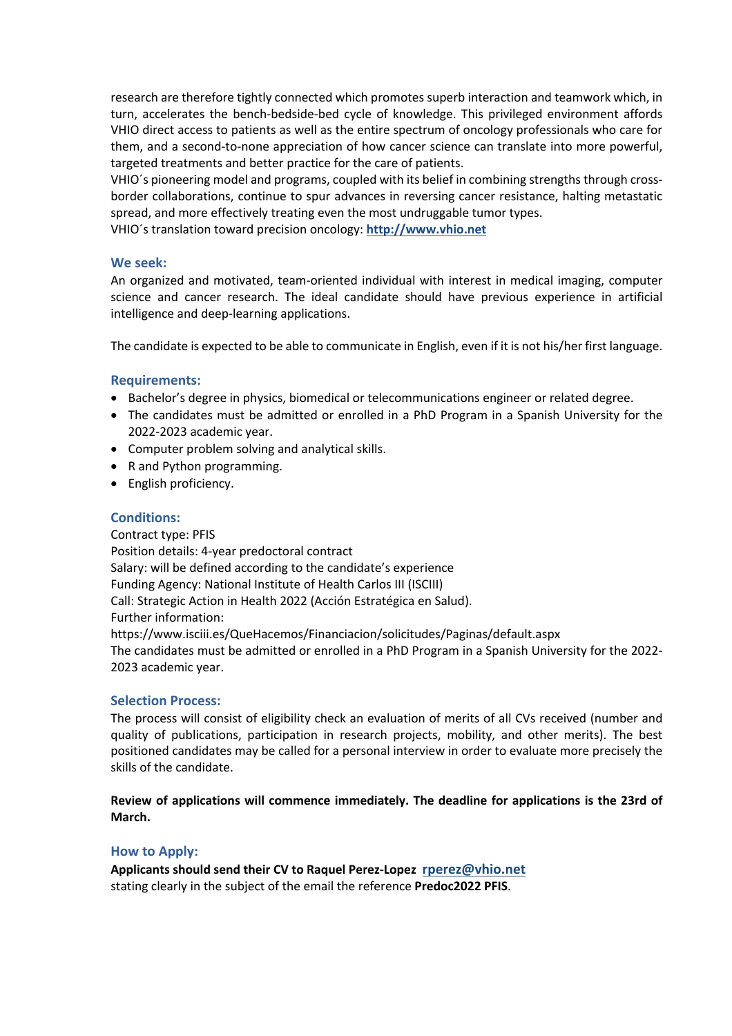research are therefore tightly connected which promotes superb interaction and teamwork which, in turn, accelerates the bench-bedside-bed cycle of knowledge. This privileged environment affords VHIO direct access to patients as well as the entire spectrum of oncology professionals who care for them, and a second-to-none appreciation of how cancer science can translate into more powerful, targeted treatments and better practice for the care of patients.

VHIO´s pioneering model and programs, coupled with its belief in combining strengths through cross-border collaborations, continue to spur advances in reversing cancer resistance, halting metastatic spread, and more effectively treating even the most undruggable tumor types.

VHIO´s translation toward precision oncology: **http://www.vhio.net**

### We seek:

An organized and motivated, team-oriented individual with interest in medical imaging, computer science and cancer research. The ideal candidate should have previous experience in artificial intelligence and deep-learning applications.

The candidate is expected to be able to communicate in English, even if it is not his/her first language.

### Requirements:

- Bachelor's degree in physics, biomedical or telecommunications engineer or related degree.
- The candidates must be admitted or enrolled in a PhD Program in a Spanish University for the 2022-2023 academic year.
- Computer problem solving and analytical skills.
- R and Python programming.
- English proficiency.

### Conditions:

Contract type: PFIS
Position details: 4-year predoctoral contract
Salary: will be defined according to the candidate's experience
Funding Agency: National Institute of Health Carlos III (ISCIII)
Call: Strategic Action in Health 2022 (Acción Estratégica en Salud).
Further information:
https://www.isciii.es/QueHacemos/Financiacion/solicitudes/Paginas/default.aspx
The candidates must be admitted or enrolled in a PhD Program in a Spanish University for the 2022-2023 academic year.

### Selection Process:

The process will consist of eligibility check an evaluation of merits of all CVs received (number and quality of publications, participation in research projects, mobility, and other merits). The best positioned candidates may be called for a personal interview in order to evaluate more precisely the skills of the candidate.

**Review of applications will commence immediately. The deadline for applications is the 23rd of March.**

### How to Apply:

**Applicants should send their CV to Raquel Perez-Lopez rperez@vhio.net**
stating clearly in the subject of the email the reference **Predoc2022 PFIS**.